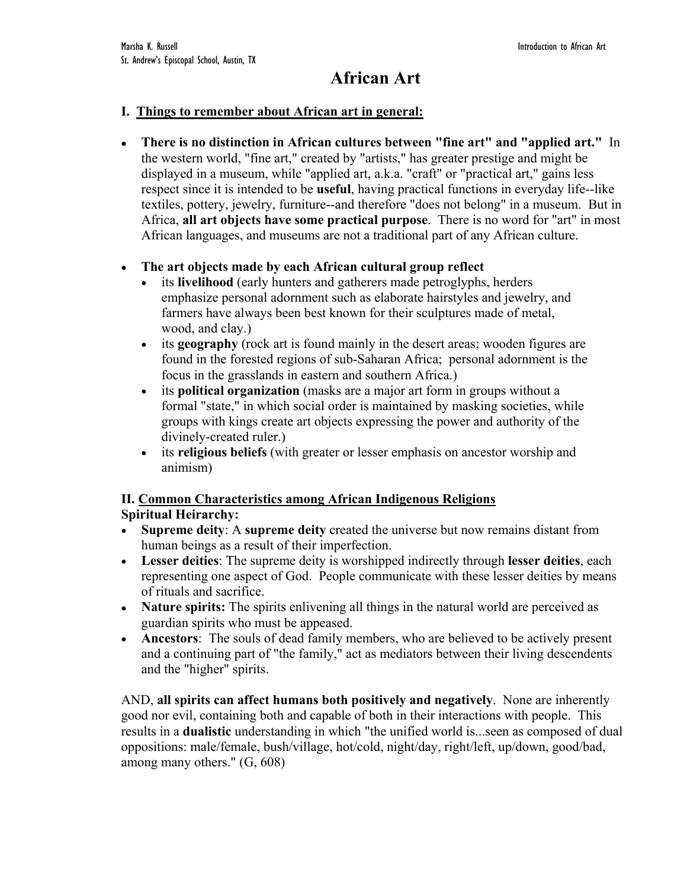Marsha K. Russell
St. Andrew's Episcopal School, Austin, TX

# African Art

## I. Things to remember about African art in general:

- **There is no distinction in African cultures between "fine art" and "applied art."** In the western world, "fine art," created by "artists," has greater prestige and might be displayed in a museum, while "applied art, a.k.a. "craft" or "practical art," gains less respect since it is intended to be **useful**, having practical functions in everyday life--like textiles, pottery, jewelry, furniture--and therefore "does not belong" in a museum. But in Africa, **all art objects have some practical purpose**. There is no word for "art" in most African languages, and museums are not a traditional part of any African culture.

- **The art objects made by each African cultural group reflect**
  - its **livelihood** (early hunters and gatherers made petroglyphs, herders emphasize personal adornment such as elaborate hairstyles and jewelry, and farmers have always been best known for their sculptures made of metal, wood, and clay.)
  - its **geography** (rock art is found mainly in the desert areas; wooden figures are found in the forested regions of sub-Saharan Africa; personal adornment is the focus in the grasslands in eastern and southern Africa.)
  - its **political organization** (masks are a major art form in groups without a formal "state," in which social order is maintained by masking societies, while groups with kings create art objects expressing the power and authority of the divinely-created ruler.)
  - its **religious beliefs** (with greater or lesser emphasis on ancestor worship and animism)

## II. Common Characteristics among African Indigenous Religions

### Spiritual Heirarchy:

- **Supreme deity**: A **supreme deity** created the universe but now remains distant from human beings as a result of their imperfection.
- **Lesser deities**: The supreme deity is worshipped indirectly through **lesser deities**, each representing one aspect of God. People communicate with these lesser deities by means of rituals and sacrifice.
- **Nature spirits:** The spirits enlivening all things in the natural world are perceived as guardian spirits who must be appeased.
- **Ancestors**: The souls of dead family members, who are believed to be actively present and a continuing part of "the family," act as mediators between their living descendents and the "higher" spirits.

AND, **all spirits can affect humans both positively and negatively**. None are inherently good nor evil, containing both and capable of both in their interactions with people. This results in a **dualistic** understanding in which "the unified world is...seen as composed of dual oppositions: male/female, bush/village, hot/cold, night/day, right/left, up/down, good/bad, among many others." (G, 608)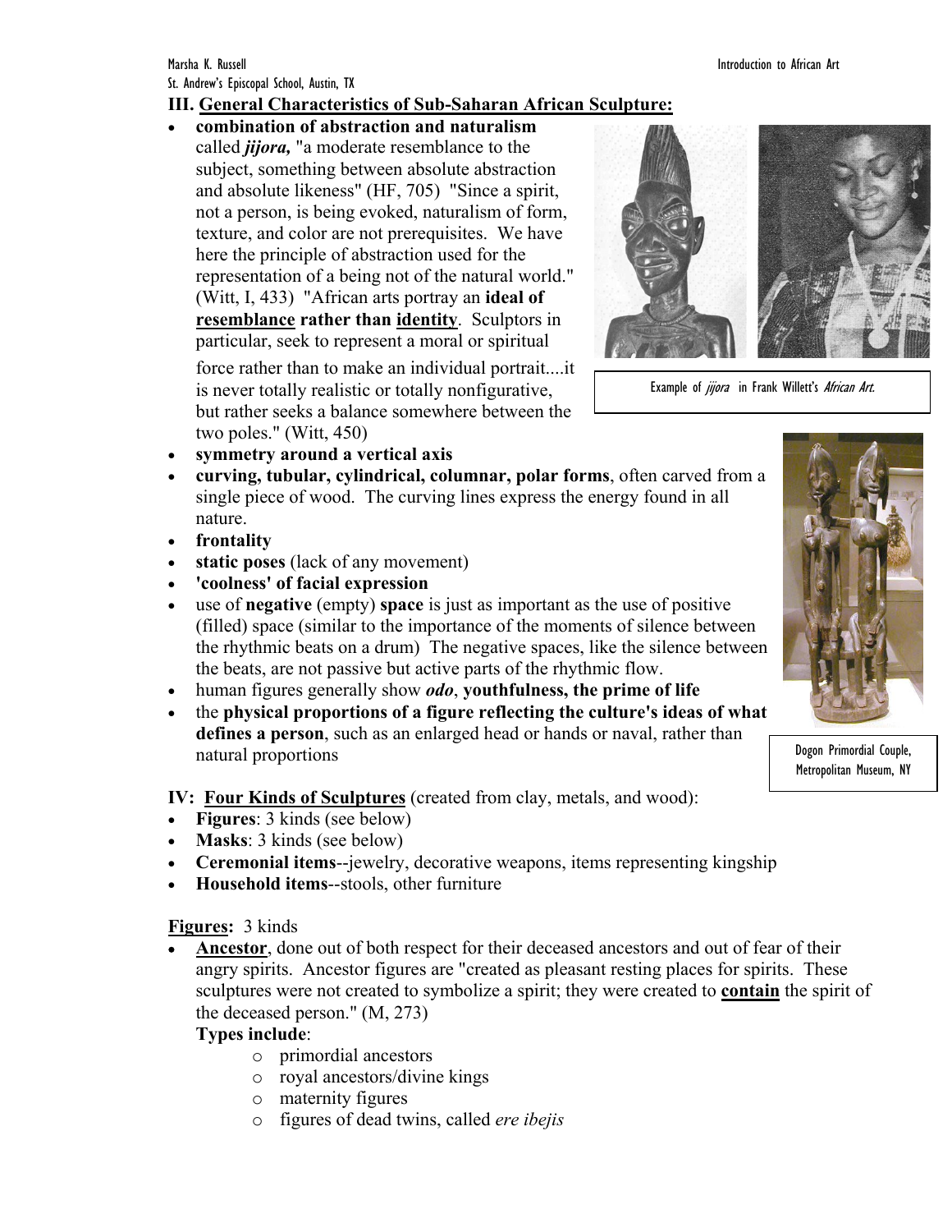### III. General Characteristics of Sub-Saharan African Sculpture:

- **combination of abstraction and naturalism** called ***jijora,*** "a moderate resemblance to the subject, something between absolute abstraction and absolute likeness" (HF, 705) "Since a spirit, not a person, is being evoked, naturalism of form, texture, and color are not prerequisites. We have here the principle of abstraction used for the representation of a being not of the natural world." (Witt, I, 433) "African arts portray an **ideal of resemblance rather than identity**. Sculptors in particular, seek to represent a moral or spiritual force rather than to make an individual portrait....it is never totally realistic or totally nonfigurative, but rather seeks a balance somewhere between the two poles." (Witt, 450)

Example of *jijora* in Frank Willett's *African Art.*

- **symmetry around a vertical axis**
- **curving, tubular, cylindrical, columnar, polar forms**, often carved from a single piece of wood. The curving lines express the energy found in all nature.
- **frontality**
- **static poses** (lack of any movement)
- **'coolness' of facial expression**
- use of **negative** (empty) **space** is just as important as the use of positive (filled) space (similar to the importance of the moments of silence between the rhythmic beats on a drum) The negative spaces, like the silence between the beats, are not passive but active parts of the rhythmic flow.
- human figures generally show ***odo***, **youthfulness, the prime of life**
- the **physical proportions of a figure reflecting the culture's ideas of what defines a person**, such as an enlarged head or hands or naval, rather than natural proportions

Dogon Primordial Couple, Metropolitan Museum, NY

### IV: Four Kinds of Sculptures (created from clay, metals, and wood):

- **Figures**: 3 kinds (see below)
- **Masks**: 3 kinds (see below)
- **Ceremonial items**--jewelry, decorative weapons, items representing kingship
- **Household items**--stools, other furniture

**Figures:** 3 kinds

- **Ancestor**, done out of both respect for their deceased ancestors and out of fear of their angry spirits. Ancestor figures are "created as pleasant resting places for spirits. These sculptures were not created to symbolize a spirit; they were created to **contain** the spirit of the deceased person." (M, 273)

  **Types include**:
  - primordial ancestors
  - royal ancestors/divine kings
  - maternity figures
  - figures of dead twins, called *ere ibejis*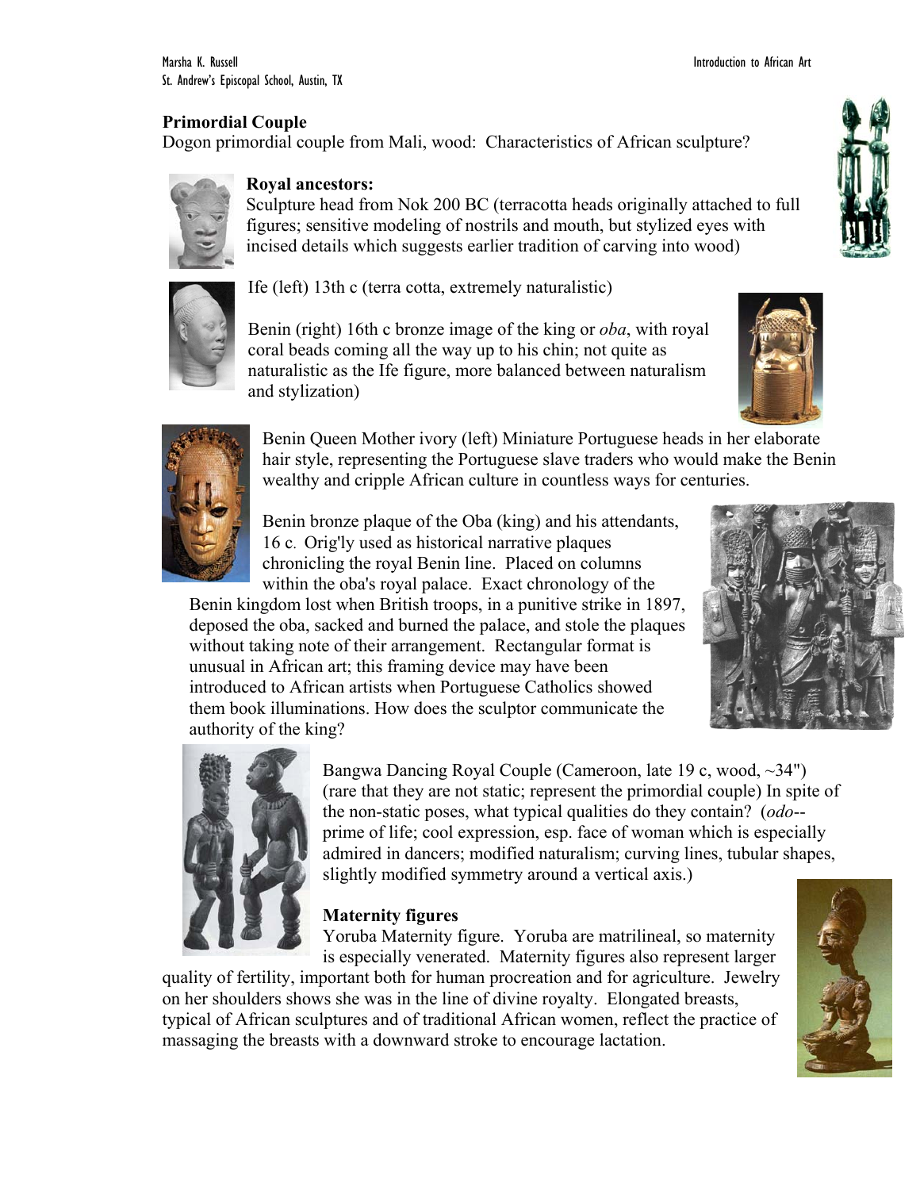## Primordial Couple

Dogon primordial couple from Mali, wood: Characteristics of African sculpture?

**Royal ancestors:**
Sculpture head from Nok 200 BC (terracotta heads originally attached to full figures; sensitive modeling of nostrils and mouth, but stylized eyes with incised details which suggests earlier tradition of carving into wood)

Ife (left) 13th c (terra cotta, extremely naturalistic)

Benin (right) 16th c bronze image of the king or *oba*, with royal coral beads coming all the way up to his chin; not quite as naturalistic as the Ife figure, more balanced between naturalism and stylization)

Benin Queen Mother ivory (left) Miniature Portuguese heads in her elaborate hair style, representing the Portuguese slave traders who would make the Benin wealthy and cripple African culture in countless ways for centuries.

Benin bronze plaque of the Oba (king) and his attendants, 16 c. Orig'ly used as historical narrative plaques chronicling the royal Benin line. Placed on columns within the oba's royal palace. Exact chronology of the Benin kingdom lost when British troops, in a punitive strike in 1897, deposed the oba, sacked and burned the palace, and stole the plaques without taking note of their arrangement. Rectangular format is unusual in African art; this framing device may have been introduced to African artists when Portuguese Catholics showed them book illuminations. How does the sculptor communicate the authority of the king?

Bangwa Dancing Royal Couple (Cameroon, late 19 c, wood, ~34") (rare that they are not static; represent the primordial couple) In spite of the non-static poses, what typical qualities do they contain? (*odo*--prime of life; cool expression, esp. face of woman which is especially admired in dancers; modified naturalism; curving lines, tubular shapes, slightly modified symmetry around a vertical axis.)

## Maternity figures

Yoruba Maternity figure. Yoruba are matrilineal, so maternity is especially venerated. Maternity figures also represent larger quality of fertility, important both for human procreation and for agriculture. Jewelry on her shoulders shows she was in the line of divine royalty. Elongated breasts, typical of African sculptures and of traditional African women, reflect the practice of massaging the breasts with a downward stroke to encourage lactation.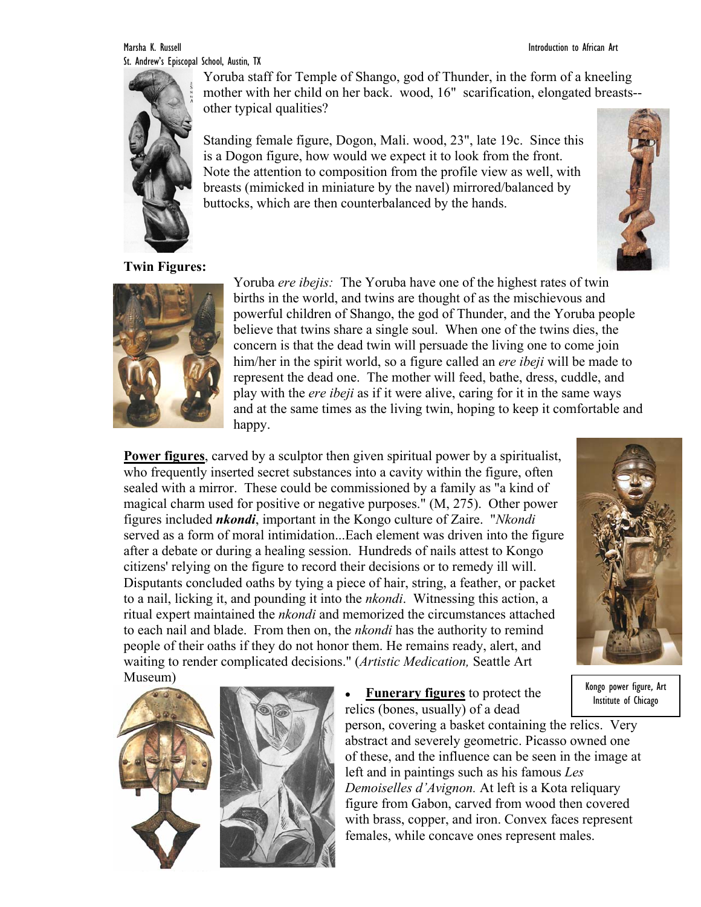Yoruba staff for Temple of Shango, god of Thunder, in the form of a kneeling mother with her child on her back. wood, 16" scarification, elongated breasts--other typical qualities?

Standing female figure, Dogon, Mali. wood, 23", late 19c. Since this is a Dogon figure, how would we expect it to look from the front. Note the attention to composition from the profile view as well, with breasts (mimicked in miniature by the navel) mirrored/balanced by buttocks, which are then counterbalanced by the hands.

**Twin Figures:**

Yoruba *ere ibejis:* The Yoruba have one of the highest rates of twin births in the world, and twins are thought of as the mischievous and powerful children of Shango, the god of Thunder, and the Yoruba people believe that twins share a single soul. When one of the twins dies, the concern is that the dead twin will persuade the living one to come join him/her in the spirit world, so a figure called an *ere ibeji* will be made to represent the dead one. The mother will feed, bathe, dress, cuddle, and play with the *ere ibeji* as if it were alive, caring for it in the same ways and at the same times as the living twin, hoping to keep it comfortable and happy.

**Power figures**, carved by a sculptor then given spiritual power by a spiritualist, who frequently inserted secret substances into a cavity within the figure, often sealed with a mirror. These could be commissioned by a family as "a kind of magical charm used for positive or negative purposes." (M, 275). Other power figures included ***nkondi***, important in the Kongo culture of Zaire. "*Nkondi* served as a form of moral intimidation...Each element was driven into the figure after a debate or during a healing session. Hundreds of nails attest to Kongo citizens' relying on the figure to record their decisions or to remedy ill will. Disputants concluded oaths by tying a piece of hair, string, a feather, or packet to a nail, licking it, and pounding it into the *nkondi*. Witnessing this action, a ritual expert maintained the *nkondi* and memorized the circumstances attached to each nail and blade. From then on, the *nkondi* has the authority to remind people of their oaths if they do not honor them. He remains ready, alert, and waiting to render complicated decisions." (*Artistic Medication,* Seattle Art Museum)

Kongo power figure, Art Institute of Chicago

- **Funerary figures** to protect the relics (bones, usually) of a dead person, covering a basket containing the relics. Very abstract and severely geometric. Picasso owned one of these, and the influence can be seen in the image at left and in paintings such as his famous *Les Demoiselles d'Avignon.* At left is a Kota reliquary figure from Gabon, carved from wood then covered with brass, copper, and iron. Convex faces represent females, while concave ones represent males.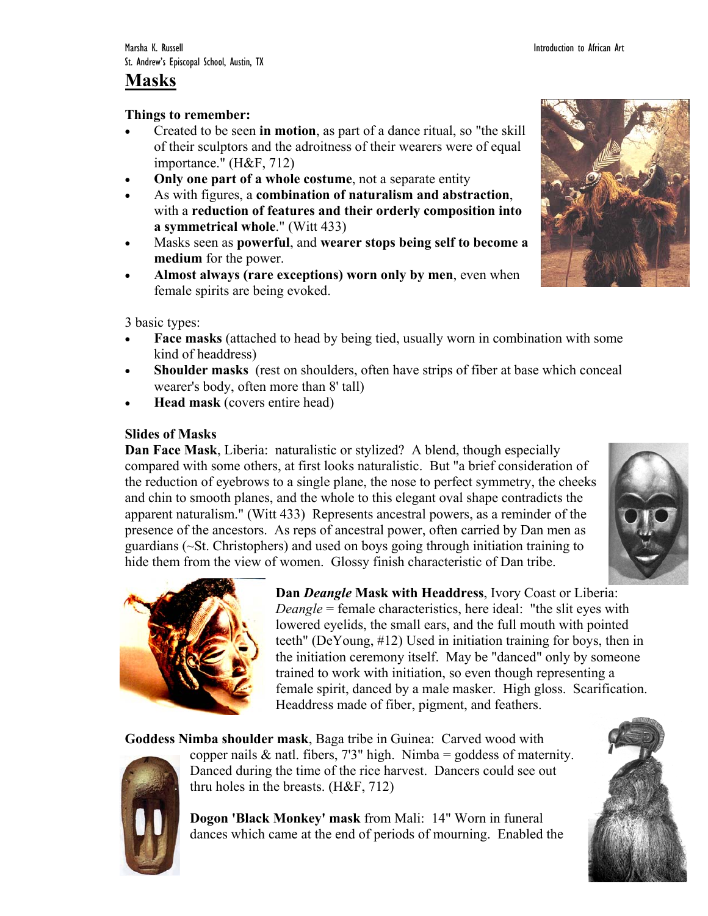# Masks

**Things to remember:**

- Created to be seen **in motion**, as part of a dance ritual, so "the skill of their sculptors and the adroitness of their wearers were of equal importance." (H&F, 712)
- **Only one part of a whole costume**, not a separate entity
- As with figures, a **combination of naturalism and abstraction**, with a **reduction of features and their orderly composition into a symmetrical whole**." (Witt 433)
- Masks seen as **powerful**, and **wearer stops being self to become a medium** for the power.
- **Almost always (rare exceptions) worn only by men**, even when female spirits are being evoked.

3 basic types:

- **Face masks** (attached to head by being tied, usually worn in combination with some kind of headdress)
- **Shoulder masks** (rest on shoulders, often have strips of fiber at base which conceal wearer's body, often more than 8' tall)
- **Head mask** (covers entire head)

**Slides of Masks**

**Dan Face Mask**, Liberia: naturalistic or stylized? A blend, though especially compared with some others, at first looks naturalistic. But "a brief consideration of the reduction of eyebrows to a single plane, the nose to perfect symmetry, the cheeks and chin to smooth planes, and the whole to this elegant oval shape contradicts the apparent naturalism." (Witt 433) Represents ancestral powers, as a reminder of the presence of the ancestors. As reps of ancestral power, often carried by Dan men as guardians (~St. Christophers) and used on boys going through initiation training to hide them from the view of women. Glossy finish characteristic of Dan tribe.

**Dan *Deangle* Mask with Headdress**, Ivory Coast or Liberia: *Deangle* = female characteristics, here ideal: "the slit eyes with lowered eyelids, the small ears, and the full mouth with pointed teeth" (DeYoung, #12) Used in initiation training for boys, then in the initiation ceremony itself. May be "danced" only by someone trained to work with initiation, so even though representing a female spirit, danced by a male masker. High gloss. Scarification. Headdress made of fiber, pigment, and feathers.

**Goddess Nimba shoulder mask**, Baga tribe in Guinea: Carved wood with copper nails & natl. fibers, 7'3" high. Nimba = goddess of maternity. Danced during the time of the rice harvest. Dancers could see out thru holes in the breasts. (H&F, 712)

**Dogon 'Black Monkey' mask** from Mali: 14" Worn in funeral dances which came at the end of periods of mourning. Enabled the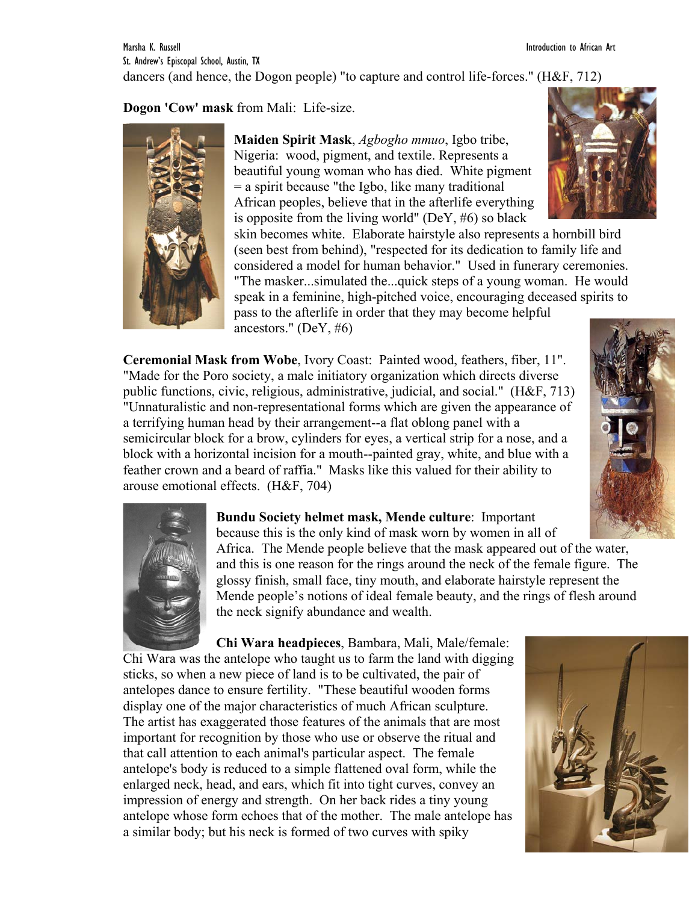dancers (and hence, the Dogon people) "to capture and control life-forces." (H&F, 712)

**Dogon 'Cow' mask** from Mali: Life-size.

**Maiden Spirit Mask**, *Agbogho mmuo*, Igbo tribe, Nigeria: wood, pigment, and textile. Represents a beautiful young woman who has died. White pigment = a spirit because "the Igbo, like many traditional African peoples, believe that in the afterlife everything is opposite from the living world" (DeY, #6) so black skin becomes white. Elaborate hairstyle also represents a hornbill bird (seen best from behind), "respected for its dedication to family life and considered a model for human behavior." Used in funerary ceremonies. "The masker...simulated the...quick steps of a young woman. He would speak in a feminine, high-pitched voice, encouraging deceased spirits to pass to the afterlife in order that they may become helpful ancestors." (DeY, #6)

**Ceremonial Mask from Wobe**, Ivory Coast: Painted wood, feathers, fiber, 11". "Made for the Poro society, a male initiatory organization which directs diverse public functions, civic, religious, administrative, judicial, and social." (H&F, 713) "Unnaturalistic and non-representational forms which are given the appearance of a terrifying human head by their arrangement--a flat oblong panel with a semicircular block for a brow, cylinders for eyes, a vertical strip for a nose, and a block with a horizontal incision for a mouth--painted gray, white, and blue with a feather crown and a beard of raffia." Masks like this valued for their ability to arouse emotional effects. (H&F, 704)

**Bundu Society helmet mask, Mende culture**: Important because this is the only kind of mask worn by women in all of Africa. The Mende people believe that the mask appeared out of the water, and this is one reason for the rings around the neck of the female figure. The glossy finish, small face, tiny mouth, and elaborate hairstyle represent the Mende people's notions of ideal female beauty, and the rings of flesh around the neck signify abundance and wealth.

**Chi Wara headpieces**, Bambara, Mali, Male/female: Chi Wara was the antelope who taught us to farm the land with digging sticks, so when a new piece of land is to be cultivated, the pair of antelopes dance to ensure fertility. "These beautiful wooden forms display one of the major characteristics of much African sculpture. The artist has exaggerated those features of the animals that are most important for recognition by those who use or observe the ritual and that call attention to each animal's particular aspect. The female antelope's body is reduced to a simple flattened oval form, while the enlarged neck, head, and ears, which fit into tight curves, convey an impression of energy and strength. On her back rides a tiny young antelope whose form echoes that of the mother. The male antelope has a similar body; but his neck is formed of two curves with spiky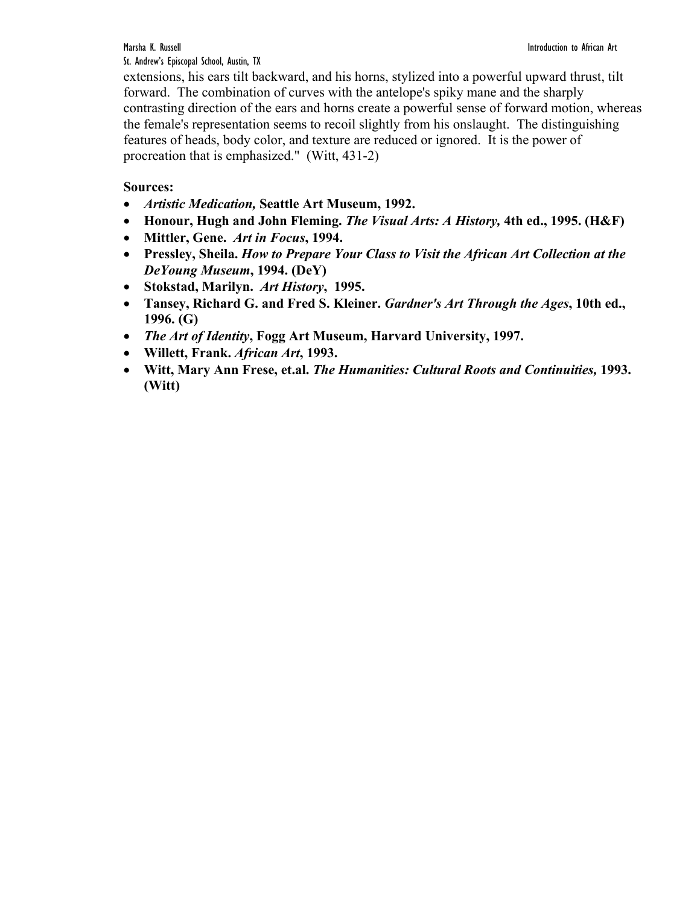extensions, his ears tilt backward, and his horns, stylized into a powerful upward thrust, tilt forward. The combination of curves with the antelope's spiky mane and the sharply contrasting direction of the ears and horns create a powerful sense of forward motion, whereas the female's representation seems to recoil slightly from his onslaught. The distinguishing features of heads, body color, and texture are reduced or ignored. It is the power of procreation that is emphasized." (Witt, 431-2)

**Sources:**

- ***Artistic Medication,* Seattle Art Museum, 1992.**
- **Honour, Hugh and John Fleming. *The Visual Arts: A History,* 4th ed., 1995. (H&F)**
- **Mittler, Gene. *Art in Focus*, 1994.**
- **Pressley, Sheila. *How to Prepare Your Class to Visit the African Art Collection at the DeYoung Museum*, 1994. (DeY)**
- **Stokstad, Marilyn. *Art History*, 1995.**
- **Tansey, Richard G. and Fred S. Kleiner. *Gardner's Art Through the Ages*, 10th ed., 1996. (G)**
- ***The Art of Identity*, Fogg Art Museum, Harvard University, 1997.**
- **Willett, Frank. *African Art*, 1993.**
- **Witt, Mary Ann Frese, et.al. *The Humanities: Cultural Roots and Continuities,* 1993. (Witt)**